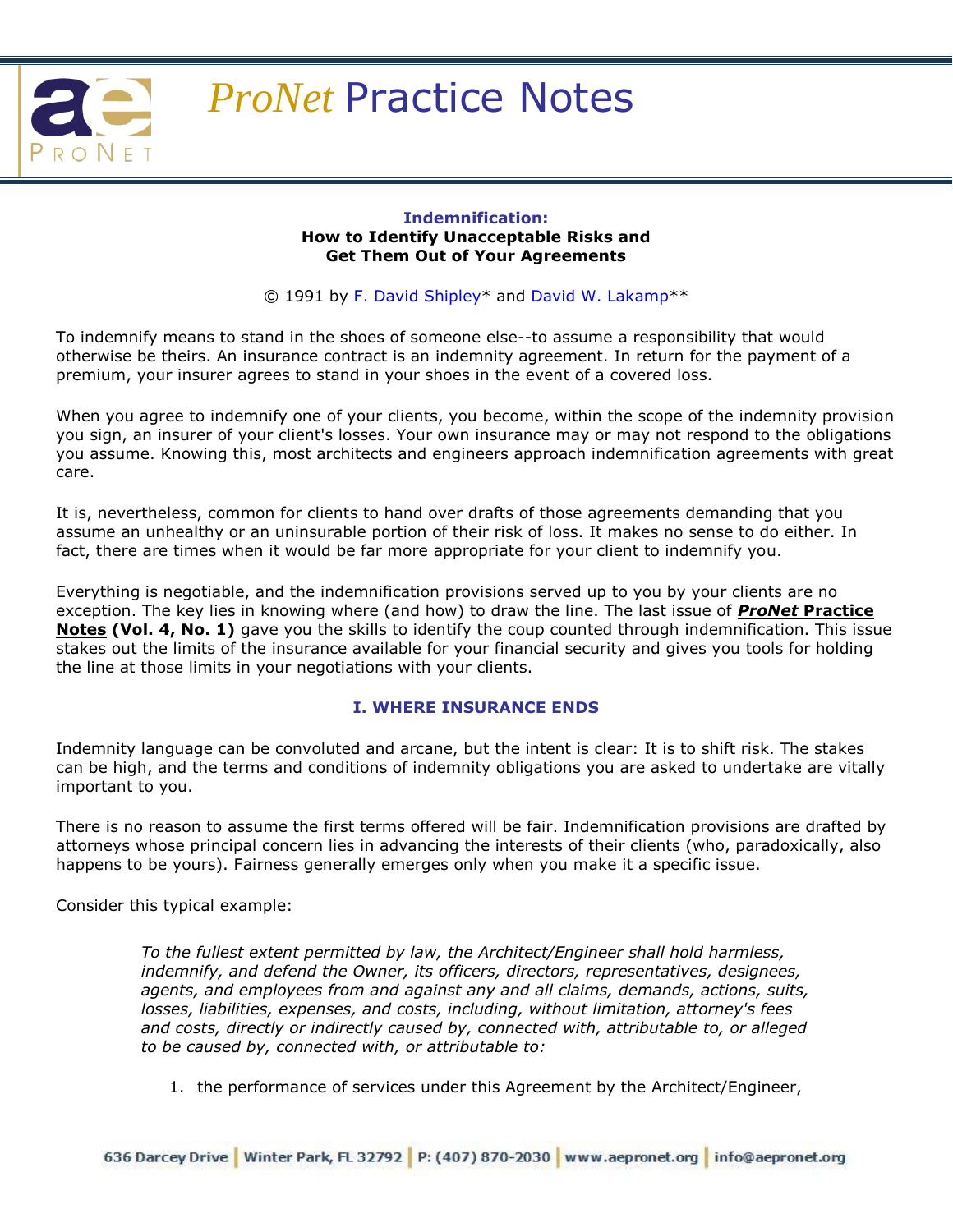# *ProNet* Practice Notes

## Indemnification:
### How to Identify Unacceptable Risks and Get Them Out of Your Agreements

© 1991 by F. David Shipley* and David W. Lakamp**

To indemnify means to stand in the shoes of someone else--to assume a responsibility that would otherwise be theirs. An insurance contract is an indemnity agreement. In return for the payment of a premium, your insurer agrees to stand in your shoes in the event of a covered loss.

When you agree to indemnify one of your clients, you become, within the scope of the indemnity provision you sign, an insurer of your client's losses. Your own insurance may or may not respond to the obligations you assume. Knowing this, most architects and engineers approach indemnification agreements with great care.

It is, nevertheless, common for clients to hand over drafts of those agreements demanding that you assume an unhealthy or an uninsurable portion of their risk of loss. It makes no sense to do either. In fact, there are times when it would be far more appropriate for your client to indemnify you.

Everything is negotiable, and the indemnification provisions served up to you by your clients are no exception. The key lies in knowing where (and how) to draw the line. The last issue of ***ProNet* Practice Notes** **(Vol. 4, No. 1)** gave you the skills to identify the coup counted through indemnification. This issue stakes out the limits of the insurance available for your financial security and gives you tools for holding the line at those limits in your negotiations with your clients.

## I. WHERE INSURANCE ENDS

Indemnity language can be convoluted and arcane, but the intent is clear: It is to shift risk. The stakes can be high, and the terms and conditions of indemnity obligations you are asked to undertake are vitally important to you.

There is no reason to assume the first terms offered will be fair. Indemnification provisions are drafted by attorneys whose principal concern lies in advancing the interests of their clients (who, paradoxically, also happens to be yours). Fairness generally emerges only when you make it a specific issue.

Consider this typical example:

> *To the fullest extent permitted by law, the Architect/Engineer shall hold harmless, indemnify, and defend the Owner, its officers, directors, representatives, designees, agents, and employees from and against any and all claims, demands, actions, suits, losses, liabilities, expenses, and costs, including, without limitation, attorney's fees and costs, directly or indirectly caused by, connected with, attributable to, or alleged to be caused by, connected with, or attributable to:*
>
> 1. the performance of services under this Agreement by the Architect/Engineer,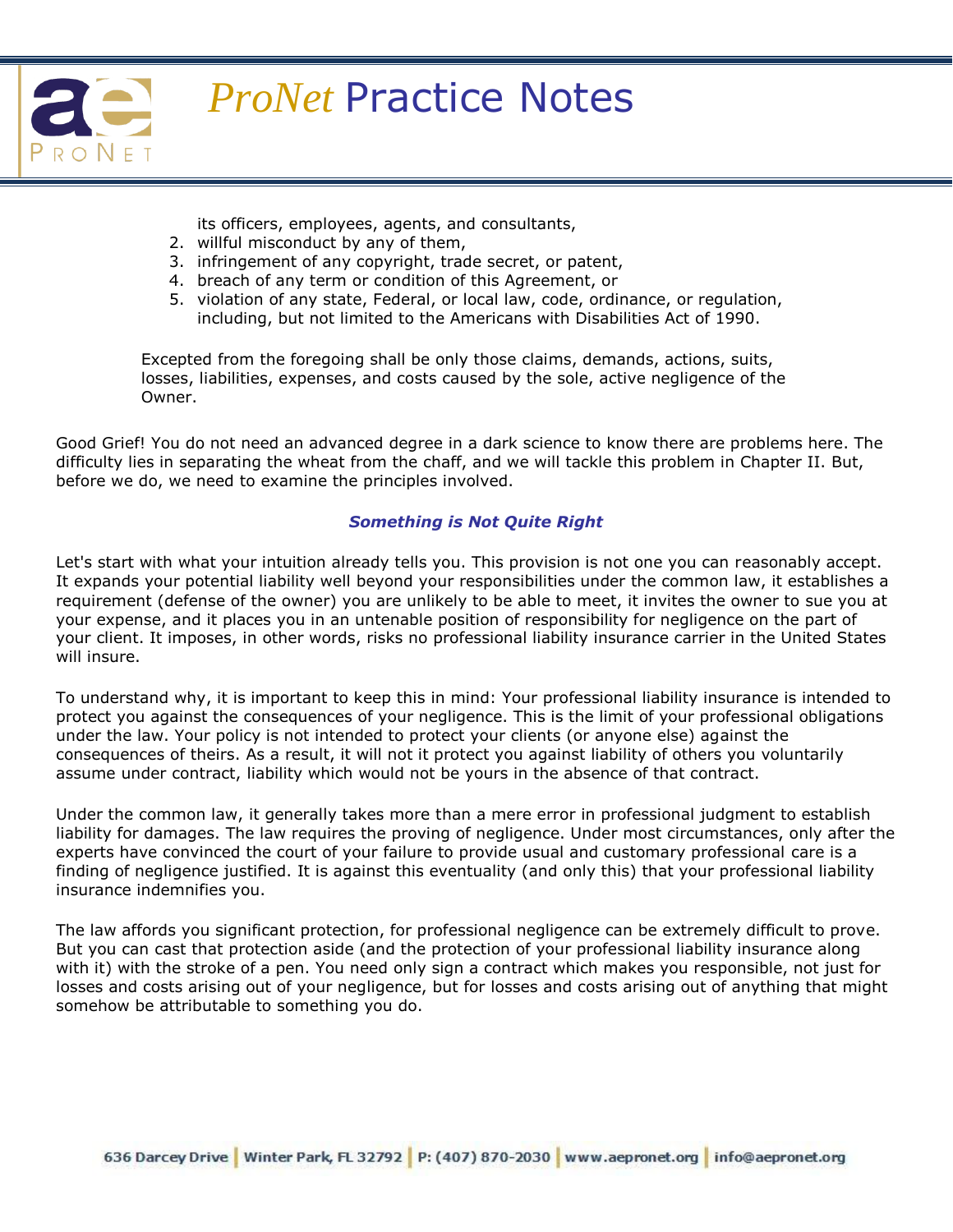its officers, employees, agents, and consultants,
2. willful misconduct by any of them,
3. infringement of any copyright, trade secret, or patent,
4. breach of any term or condition of this Agreement, or
5. violation of any state, Federal, or local law, code, ordinance, or regulation, including, but not limited to the Americans with Disabilities Act of 1990.

> Excepted from the foregoing shall be only those claims, demands, actions, suits, losses, liabilities, expenses, and costs caused by the sole, active negligence of the Owner.

Good Grief! You do not need an advanced degree in a dark science to know there are problems here. The difficulty lies in separating the wheat from the chaff, and we will tackle this problem in Chapter II. But, before we do, we need to examine the principles involved.

### *Something is Not Quite Right*

Let's start with what your intuition already tells you. This provision is not one you can reasonably accept. It expands your potential liability well beyond your responsibilities under the common law, it establishes a requirement (defense of the owner) you are unlikely to be able to meet, it invites the owner to sue you at your expense, and it places you in an untenable position of responsibility for negligence on the part of your client. It imposes, in other words, risks no professional liability insurance carrier in the United States will insure.

To understand why, it is important to keep this in mind: Your professional liability insurance is intended to protect you against the consequences of your negligence. This is the limit of your professional obligations under the law. Your policy is not intended to protect your clients (or anyone else) against the consequences of theirs. As a result, it will not it protect you against liability of others you voluntarily assume under contract, liability which would not be yours in the absence of that contract.

Under the common law, it generally takes more than a mere error in professional judgment to establish liability for damages. The law requires the proving of negligence. Under most circumstances, only after the experts have convinced the court of your failure to provide usual and customary professional care is a finding of negligence justified. It is against this eventuality (and only this) that your professional liability insurance indemnifies you.

The law affords you significant protection, for professional negligence can be extremely difficult to prove. But you can cast that protection aside (and the protection of your professional liability insurance along with it) with the stroke of a pen. You need only sign a contract which makes you responsible, not just for losses and costs arising out of your negligence, but for losses and costs arising out of anything that might somehow be attributable to something you do.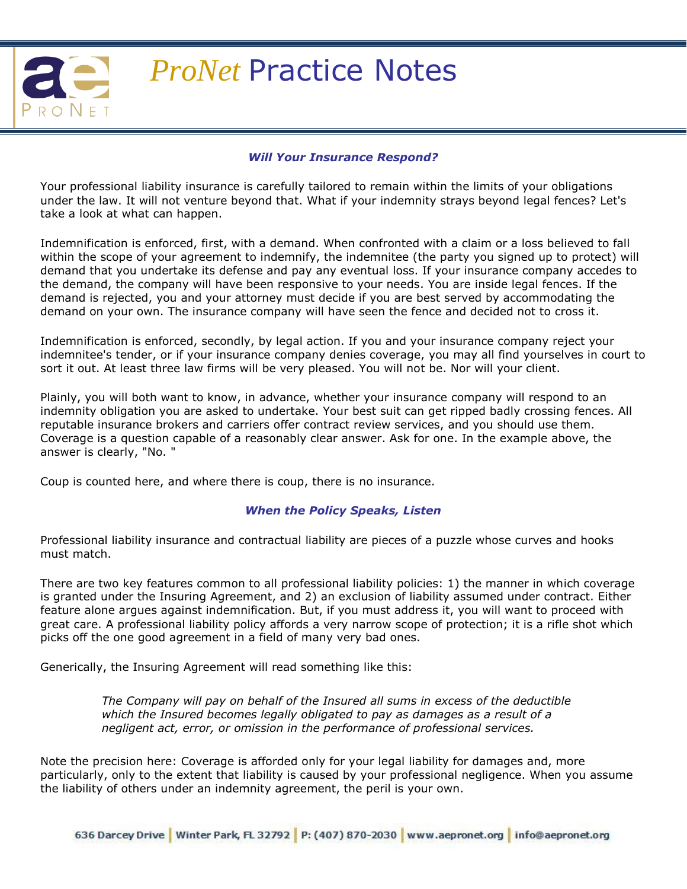### *Will Your Insurance Respond?*

Your professional liability insurance is carefully tailored to remain within the limits of your obligations under the law. It will not venture beyond that. What if your indemnity strays beyond legal fences? Let's take a look at what can happen.

Indemnification is enforced, first, with a demand. When confronted with a claim or a loss believed to fall within the scope of your agreement to indemnify, the indemnitee (the party you signed up to protect) will demand that you undertake its defense and pay any eventual loss. If your insurance company accedes to the demand, the company will have been responsive to your needs. You are inside legal fences. If the demand is rejected, you and your attorney must decide if you are best served by accommodating the demand on your own. The insurance company will have seen the fence and decided not to cross it.

Indemnification is enforced, secondly, by legal action. If you and your insurance company reject your indemnitee's tender, or if your insurance company denies coverage, you may all find yourselves in court to sort it out. At least three law firms will be very pleased. You will not be. Nor will your client.

Plainly, you will both want to know, in advance, whether your insurance company will respond to an indemnity obligation you are asked to undertake. Your best suit can get ripped badly crossing fences. All reputable insurance brokers and carriers offer contract review services, and you should use them. Coverage is a question capable of a reasonably clear answer. Ask for one. In the example above, the answer is clearly, "No. "

Coup is counted here, and where there is coup, there is no insurance.

### *When the Policy Speaks, Listen*

Professional liability insurance and contractual liability are pieces of a puzzle whose curves and hooks must match.

There are two key features common to all professional liability policies: 1) the manner in which coverage is granted under the Insuring Agreement, and 2) an exclusion of liability assumed under contract. Either feature alone argues against indemnification. But, if you must address it, you will want to proceed with great care. A professional liability policy affords a very narrow scope of protection; it is a rifle shot which picks off the one good agreement in a field of many very bad ones.

Generically, the Insuring Agreement will read something like this:

> *The Company will pay on behalf of the Insured all sums in excess of the deductible which the Insured becomes legally obligated to pay as damages as a result of a negligent act, error, or omission in the performance of professional services.*

Note the precision here: Coverage is afforded only for your legal liability for damages and, more particularly, only to the extent that liability is caused by your professional negligence. When you assume the liability of others under an indemnity agreement, the peril is your own.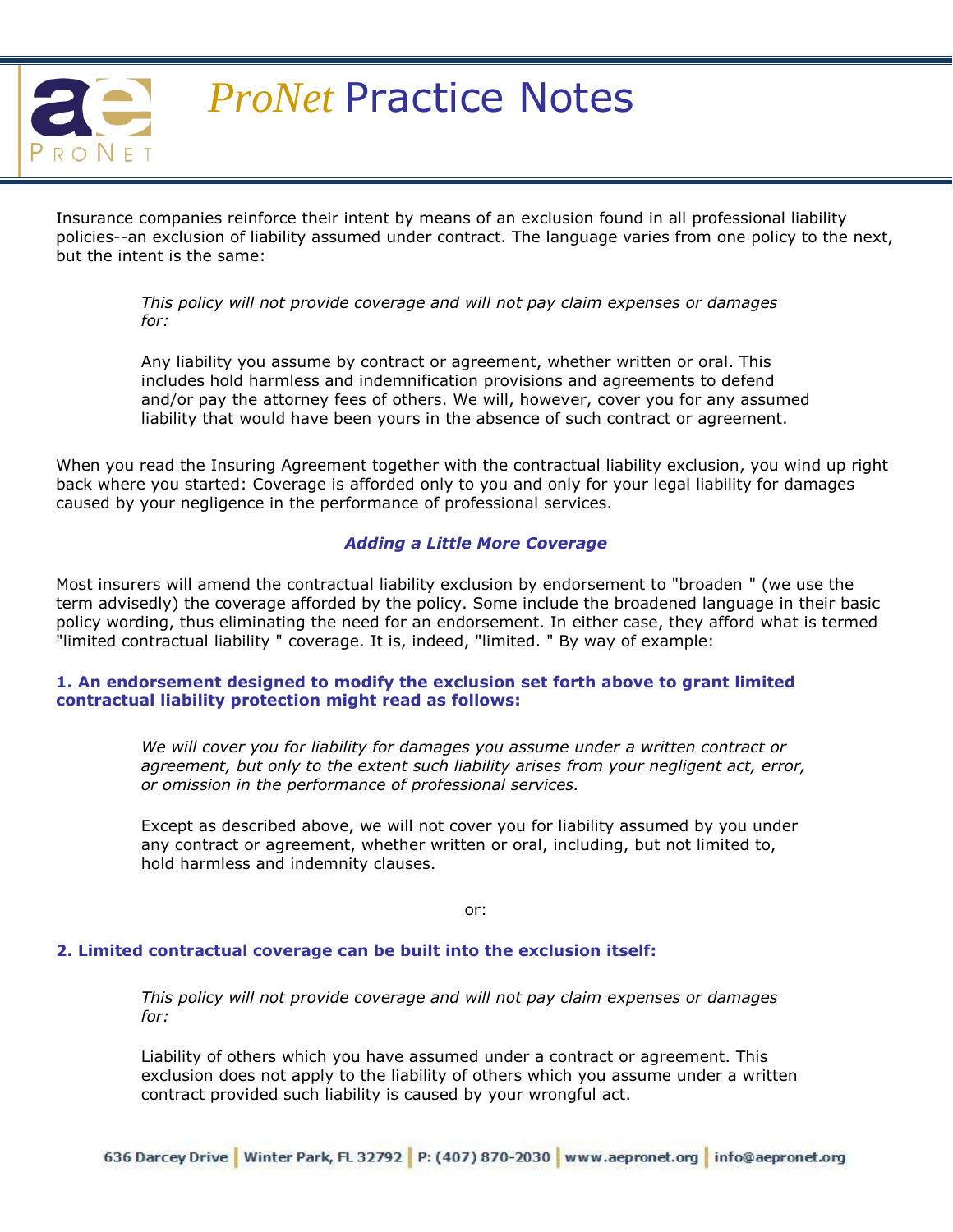Insurance companies reinforce their intent by means of an exclusion found in all professional liability policies--an exclusion of liability assumed under contract. The language varies from one policy to the next, but the intent is the same:

> *This policy will not provide coverage and will not pay claim expenses or damages for:*
>
> Any liability you assume by contract or agreement, whether written or oral. This includes hold harmless and indemnification provisions and agreements to defend and/or pay the attorney fees of others. We will, however, cover you for any assumed liability that would have been yours in the absence of such contract or agreement.

When you read the Insuring Agreement together with the contractual liability exclusion, you wind up right back where you started: Coverage is afforded only to you and only for your legal liability for damages caused by your negligence in the performance of professional services.

### *Adding a Little More Coverage*

Most insurers will amend the contractual liability exclusion by endorsement to "broaden " (we use the term advisedly) the coverage afforded by the policy. Some include the broadened language in their basic policy wording, thus eliminating the need for an endorsement. In either case, they afford what is termed "limited contractual liability " coverage. It is, indeed, "limited. " By way of example:

**1. An endorsement designed to modify the exclusion set forth above to grant limited contractual liability protection might read as follows:**

> *We will cover you for liability for damages you assume under a written contract or agreement, but only to the extent such liability arises from your negligent act, error, or omission in the performance of professional services.*
>
> Except as described above, we will not cover you for liability assumed by you under any contract or agreement, whether written or oral, including, but not limited to, hold harmless and indemnity clauses.

or:

**2. Limited contractual coverage can be built into the exclusion itself:**

> *This policy will not provide coverage and will not pay claim expenses or damages for:*
>
> Liability of others which you have assumed under a contract or agreement. This exclusion does not apply to the liability of others which you assume under a written contract provided such liability is caused by your wrongful act.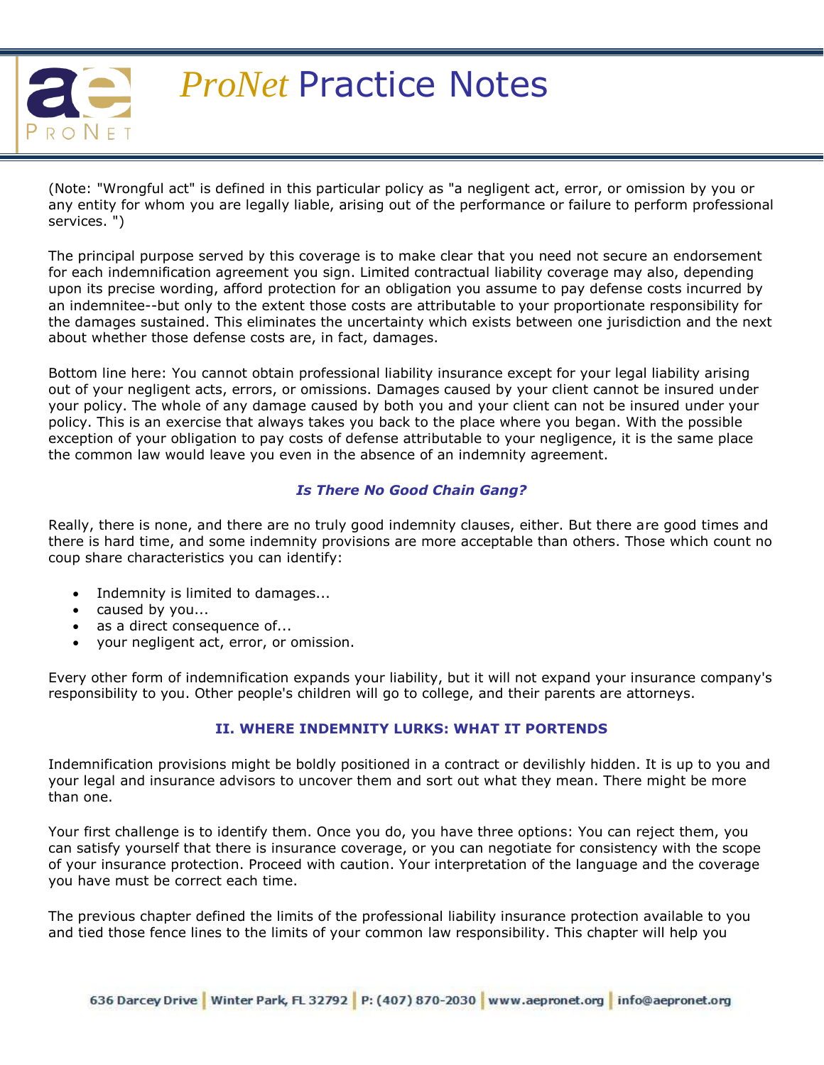(Note: "Wrongful act" is defined in this particular policy as "a negligent act, error, or omission by you or any entity for whom you are legally liable, arising out of the performance or failure to perform professional services. ")

The principal purpose served by this coverage is to make clear that you need not secure an endorsement for each indemnification agreement you sign. Limited contractual liability coverage may also, depending upon its precise wording, afford protection for an obligation you assume to pay defense costs incurred by an indemnitee--but only to the extent those costs are attributable to your proportionate responsibility for the damages sustained. This eliminates the uncertainty which exists between one jurisdiction and the next about whether those defense costs are, in fact, damages.

Bottom line here: You cannot obtain professional liability insurance except for your legal liability arising out of your negligent acts, errors, or omissions. Damages caused by your client cannot be insured under your policy. The whole of any damage caused by both you and your client can not be insured under your policy. This is an exercise that always takes you back to the place where you began. With the possible exception of your obligation to pay costs of defense attributable to your negligence, it is the same place the common law would leave you even in the absence of an indemnity agreement.

### *Is There No Good Chain Gang?*

Really, there is none, and there are no truly good indemnity clauses, either. But there are good times and there is hard time, and some indemnity provisions are more acceptable than others. Those which count no coup share characteristics you can identify:

- Indemnity is limited to damages...
- caused by you...
- as a direct consequence of...
- your negligent act, error, or omission.

Every other form of indemnification expands your liability, but it will not expand your insurance company's responsibility to you. Other people's children will go to college, and their parents are attorneys.

## II. WHERE INDEMNITY LURKS: WHAT IT PORTENDS

Indemnification provisions might be boldly positioned in a contract or devilishly hidden. It is up to you and your legal and insurance advisors to uncover them and sort out what they mean. There might be more than one.

Your first challenge is to identify them. Once you do, you have three options: You can reject them, you can satisfy yourself that there is insurance coverage, or you can negotiate for consistency with the scope of your insurance protection. Proceed with caution. Your interpretation of the language and the coverage you have must be correct each time.

The previous chapter defined the limits of the professional liability insurance protection available to you and tied those fence lines to the limits of your common law responsibility. This chapter will help you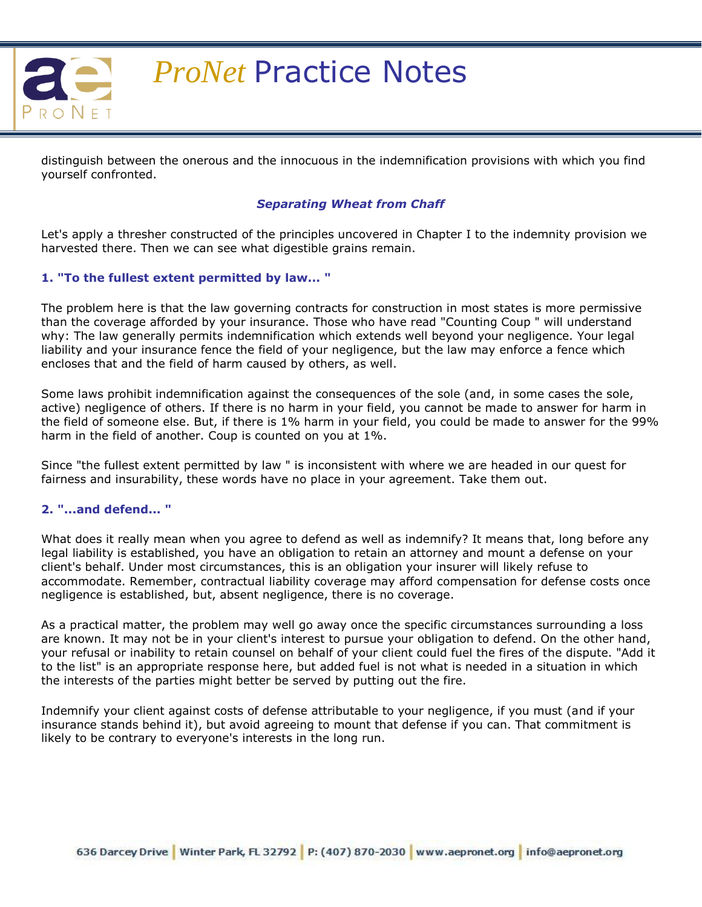distinguish between the onerous and the innocuous in the indemnification provisions with which you find yourself confronted.

### *Separating Wheat from Chaff*

Let's apply a thresher constructed of the principles uncovered in Chapter I to the indemnity provision we harvested there. Then we can see what digestible grains remain.

#### 1. "To the fullest extent permitted by law... "

The problem here is that the law governing contracts for construction in most states is more permissive than the coverage afforded by your insurance. Those who have read "Counting Coup " will understand why: The law generally permits indemnification which extends well beyond your negligence. Your legal liability and your insurance fence the field of your negligence, but the law may enforce a fence which encloses that and the field of harm caused by others, as well.

Some laws prohibit indemnification against the consequences of the sole (and, in some cases the sole, active) negligence of others. If there is no harm in your field, you cannot be made to answer for harm in the field of someone else. But, if there is 1% harm in your field, you could be made to answer for the 99% harm in the field of another. Coup is counted on you at 1%.

Since "the fullest extent permitted by law " is inconsistent with where we are headed in our quest for fairness and insurability, these words have no place in your agreement. Take them out.

#### 2. "...and defend... "

What does it really mean when you agree to defend as well as indemnify? It means that, long before any legal liability is established, you have an obligation to retain an attorney and mount a defense on your client's behalf. Under most circumstances, this is an obligation your insurer will likely refuse to accommodate. Remember, contractual liability coverage may afford compensation for defense costs once negligence is established, but, absent negligence, there is no coverage.

As a practical matter, the problem may well go away once the specific circumstances surrounding a loss are known. It may not be in your client's interest to pursue your obligation to defend. On the other hand, your refusal or inability to retain counsel on behalf of your client could fuel the fires of the dispute. "Add it to the list" is an appropriate response here, but added fuel is not what is needed in a situation in which the interests of the parties might better be served by putting out the fire.

Indemnify your client against costs of defense attributable to your negligence, if you must (and if your insurance stands behind it), but avoid agreeing to mount that defense if you can. That commitment is likely to be contrary to everyone's interests in the long run.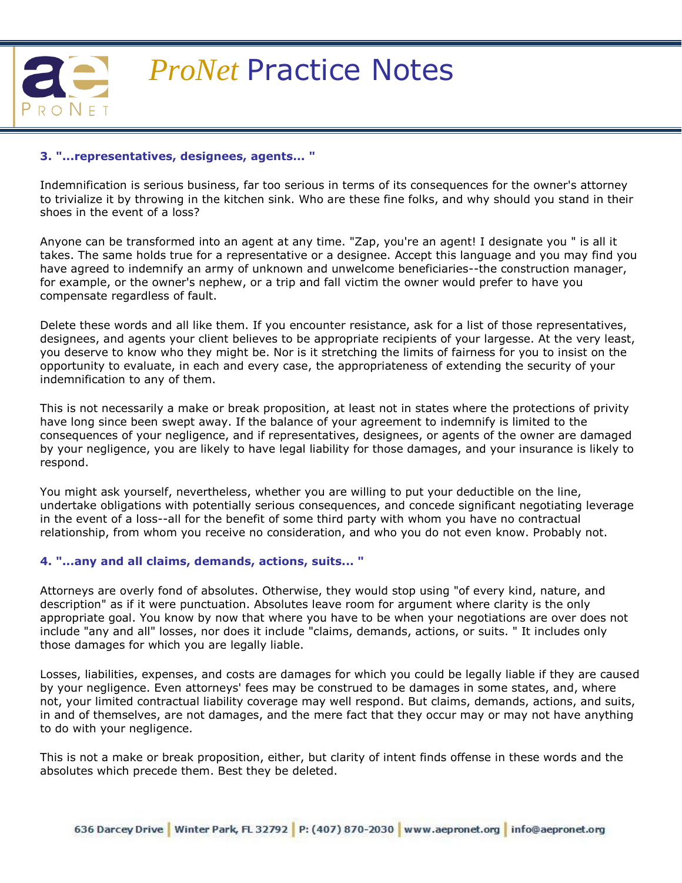### 3. "...representatives, designees, agents... "

Indemnification is serious business, far too serious in terms of its consequences for the owner's attorney to trivialize it by throwing in the kitchen sink. Who are these fine folks, and why should you stand in their shoes in the event of a loss?

Anyone can be transformed into an agent at any time. "Zap, you're an agent! I designate you " is all it takes. The same holds true for a representative or a designee. Accept this language and you may find you have agreed to indemnify an army of unknown and unwelcome beneficiaries--the construction manager, for example, or the owner's nephew, or a trip and fall victim the owner would prefer to have you compensate regardless of fault.

Delete these words and all like them. If you encounter resistance, ask for a list of those representatives, designees, and agents your client believes to be appropriate recipients of your largesse. At the very least, you deserve to know who they might be. Nor is it stretching the limits of fairness for you to insist on the opportunity to evaluate, in each and every case, the appropriateness of extending the security of your indemnification to any of them.

This is not necessarily a make or break proposition, at least not in states where the protections of privity have long since been swept away. If the balance of your agreement to indemnify is limited to the consequences of your negligence, and if representatives, designees, or agents of the owner are damaged by your negligence, you are likely to have legal liability for those damages, and your insurance is likely to respond.

You might ask yourself, nevertheless, whether you are willing to put your deductible on the line, undertake obligations with potentially serious consequences, and concede significant negotiating leverage in the event of a loss--all for the benefit of some third party with whom you have no contractual relationship, from whom you receive no consideration, and who you do not even know. Probably not.

### 4. "...any and all claims, demands, actions, suits... "

Attorneys are overly fond of absolutes. Otherwise, they would stop using "of every kind, nature, and description" as if it were punctuation. Absolutes leave room for argument where clarity is the only appropriate goal. You know by now that where you have to be when your negotiations are over does not include "any and all" losses, nor does it include "claims, demands, actions, or suits. " It includes only those damages for which you are legally liable.

Losses, liabilities, expenses, and costs are damages for which you could be legally liable if they are caused by your negligence. Even attorneys' fees may be construed to be damages in some states, and, where not, your limited contractual liability coverage may well respond. But claims, demands, actions, and suits, in and of themselves, are not damages, and the mere fact that they occur may or may not have anything to do with your negligence.

This is not a make or break proposition, either, but clarity of intent finds offense in these words and the absolutes which precede them. Best they be deleted.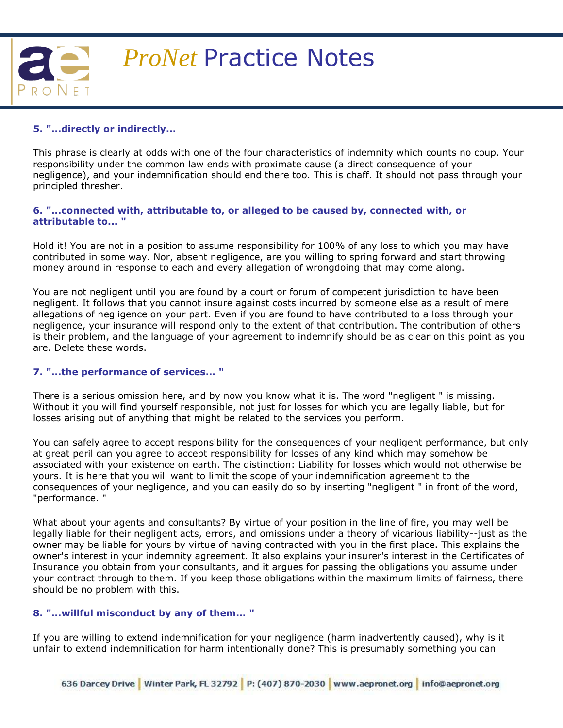### 5. "...directly or indirectly...

This phrase is clearly at odds with one of the four characteristics of indemnity which counts no coup. Your responsibility under the common law ends with proximate cause (a direct consequence of your negligence), and your indemnification should end there too. This is chaff. It should not pass through your principled thresher.

### 6. "...connected with, attributable to, or alleged to be caused by, connected with, or attributable to... "

Hold it! You are not in a position to assume responsibility for 100% of any loss to which you may have contributed in some way. Nor, absent negligence, are you willing to spring forward and start throwing money around in response to each and every allegation of wrongdoing that may come along.

You are not negligent until you are found by a court or forum of competent jurisdiction to have been negligent. It follows that you cannot insure against costs incurred by someone else as a result of mere allegations of negligence on your part. Even if you are found to have contributed to a loss through your negligence, your insurance will respond only to the extent of that contribution. The contribution of others is their problem, and the language of your agreement to indemnify should be as clear on this point as you are. Delete these words.

### 7. "...the performance of services... "

There is a serious omission here, and by now you know what it is. The word "negligent " is missing. Without it you will find yourself responsible, not just for losses for which you are legally liable, but for losses arising out of anything that might be related to the services you perform.

You can safely agree to accept responsibility for the consequences of your negligent performance, but only at great peril can you agree to accept responsibility for losses of any kind which may somehow be associated with your existence on earth. The distinction: Liability for losses which would not otherwise be yours. It is here that you will want to limit the scope of your indemnification agreement to the consequences of your negligence, and you can easily do so by inserting "negligent " in front of the word, "performance. "

What about your agents and consultants? By virtue of your position in the line of fire, you may well be legally liable for their negligent acts, errors, and omissions under a theory of vicarious liability--just as the owner may be liable for yours by virtue of having contracted with you in the first place. This explains the owner's interest in your indemnity agreement. It also explains your insurer's interest in the Certificates of Insurance you obtain from your consultants, and it argues for passing the obligations you assume under your contract through to them. If you keep those obligations within the maximum limits of fairness, there should be no problem with this.

### 8. "...willful misconduct by any of them... "

If you are willing to extend indemnification for your negligence (harm inadvertently caused), why is it unfair to extend indemnification for harm intentionally done? This is presumably something you can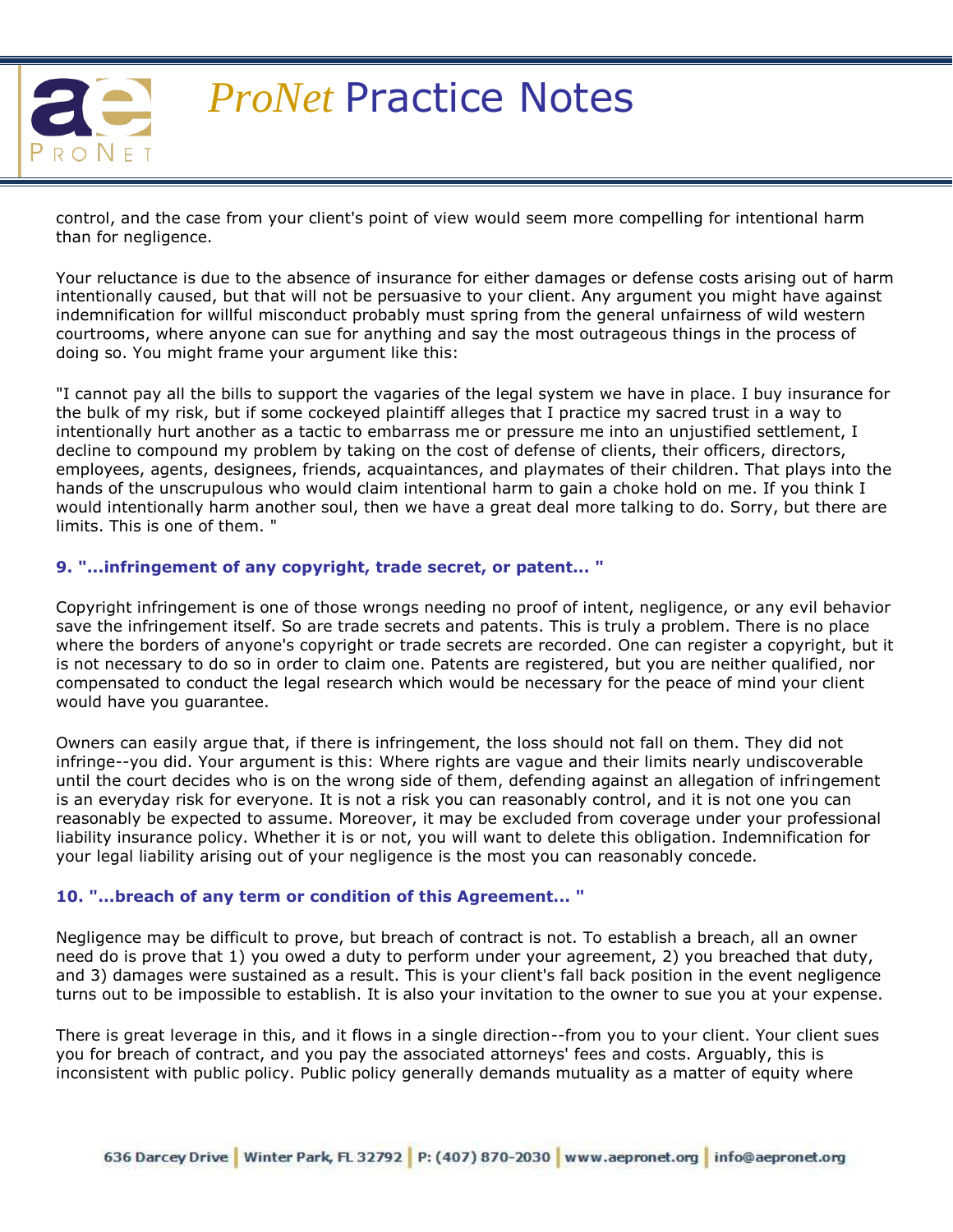control, and the case from your client's point of view would seem more compelling for intentional harm than for negligence.

Your reluctance is due to the absence of insurance for either damages or defense costs arising out of harm intentionally caused, but that will not be persuasive to your client. Any argument you might have against indemnification for willful misconduct probably must spring from the general unfairness of wild western courtrooms, where anyone can sue for anything and say the most outrageous things in the process of doing so. You might frame your argument like this:

"I cannot pay all the bills to support the vagaries of the legal system we have in place. I buy insurance for the bulk of my risk, but if some cockeyed plaintiff alleges that I practice my sacred trust in a way to intentionally hurt another as a tactic to embarrass me or pressure me into an unjustified settlement, I decline to compound my problem by taking on the cost of defense of clients, their officers, directors, employees, agents, designees, friends, acquaintances, and playmates of their children. That plays into the hands of the unscrupulous who would claim intentional harm to gain a choke hold on me. If you think I would intentionally harm another soul, then we have a great deal more talking to do. Sorry, but there are limits. This is one of them. "

### 9. "...infringement of any copyright, trade secret, or patent... "

Copyright infringement is one of those wrongs needing no proof of intent, negligence, or any evil behavior save the infringement itself. So are trade secrets and patents. This is truly a problem. There is no place where the borders of anyone's copyright or trade secrets are recorded. One can register a copyright, but it is not necessary to do so in order to claim one. Patents are registered, but you are neither qualified, nor compensated to conduct the legal research which would be necessary for the peace of mind your client would have you guarantee.

Owners can easily argue that, if there is infringement, the loss should not fall on them. They did not infringe--you did. Your argument is this: Where rights are vague and their limits nearly undiscoverable until the court decides who is on the wrong side of them, defending against an allegation of infringement is an everyday risk for everyone. It is not a risk you can reasonably control, and it is not one you can reasonably be expected to assume. Moreover, it may be excluded from coverage under your professional liability insurance policy. Whether it is or not, you will want to delete this obligation. Indemnification for your legal liability arising out of your negligence is the most you can reasonably concede.

### 10. "...breach of any term or condition of this Agreement... "

Negligence may be difficult to prove, but breach of contract is not. To establish a breach, all an owner need do is prove that 1) you owed a duty to perform under your agreement, 2) you breached that duty, and 3) damages were sustained as a result. This is your client's fall back position in the event negligence turns out to be impossible to establish. It is also your invitation to the owner to sue you at your expense.

There is great leverage in this, and it flows in a single direction--from you to your client. Your client sues you for breach of contract, and you pay the associated attorneys' fees and costs. Arguably, this is inconsistent with public policy. Public policy generally demands mutuality as a matter of equity where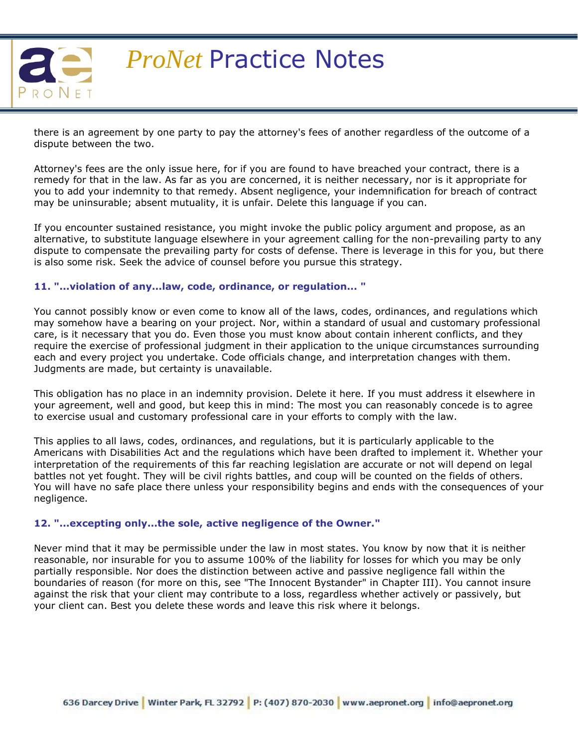there is an agreement by one party to pay the attorney's fees of another regardless of the outcome of a dispute between the two.

Attorney's fees are the only issue here, for if you are found to have breached your contract, there is a remedy for that in the law. As far as you are concerned, it is neither necessary, nor is it appropriate for you to add your indemnity to that remedy. Absent negligence, your indemnification for breach of contract may be uninsurable; absent mutuality, it is unfair. Delete this language if you can.

If you encounter sustained resistance, you might invoke the public policy argument and propose, as an alternative, to substitute language elsewhere in your agreement calling for the non-prevailing party to any dispute to compensate the prevailing party for costs of defense. There is leverage in this for you, but there is also some risk. Seek the advice of counsel before you pursue this strategy.

### 11. "...violation of any...law, code, ordinance, or regulation... "

You cannot possibly know or even come to know all of the laws, codes, ordinances, and regulations which may somehow have a bearing on your project. Nor, within a standard of usual and customary professional care, is it necessary that you do. Even those you must know about contain inherent conflicts, and they require the exercise of professional judgment in their application to the unique circumstances surrounding each and every project you undertake. Code officials change, and interpretation changes with them. Judgments are made, but certainty is unavailable.

This obligation has no place in an indemnity provision. Delete it here. If you must address it elsewhere in your agreement, well and good, but keep this in mind: The most you can reasonably concede is to agree to exercise usual and customary professional care in your efforts to comply with the law.

This applies to all laws, codes, ordinances, and regulations, but it is particularly applicable to the Americans with Disabilities Act and the regulations which have been drafted to implement it. Whether your interpretation of the requirements of this far reaching legislation are accurate or not will depend on legal battles not yet fought. They will be civil rights battles, and coup will be counted on the fields of others. You will have no safe place there unless your responsibility begins and ends with the consequences of your negligence.

### 12. "...excepting only...the sole, active negligence of the Owner."

Never mind that it may be permissible under the law in most states. You know by now that it is neither reasonable, nor insurable for you to assume 100% of the liability for losses for which you may be only partially responsible. Nor does the distinction between active and passive negligence fall within the boundaries of reason (for more on this, see "The Innocent Bystander" in Chapter III). You cannot insure against the risk that your client may contribute to a loss, regardless whether actively or passively, but your client can. Best you delete these words and leave this risk where it belongs.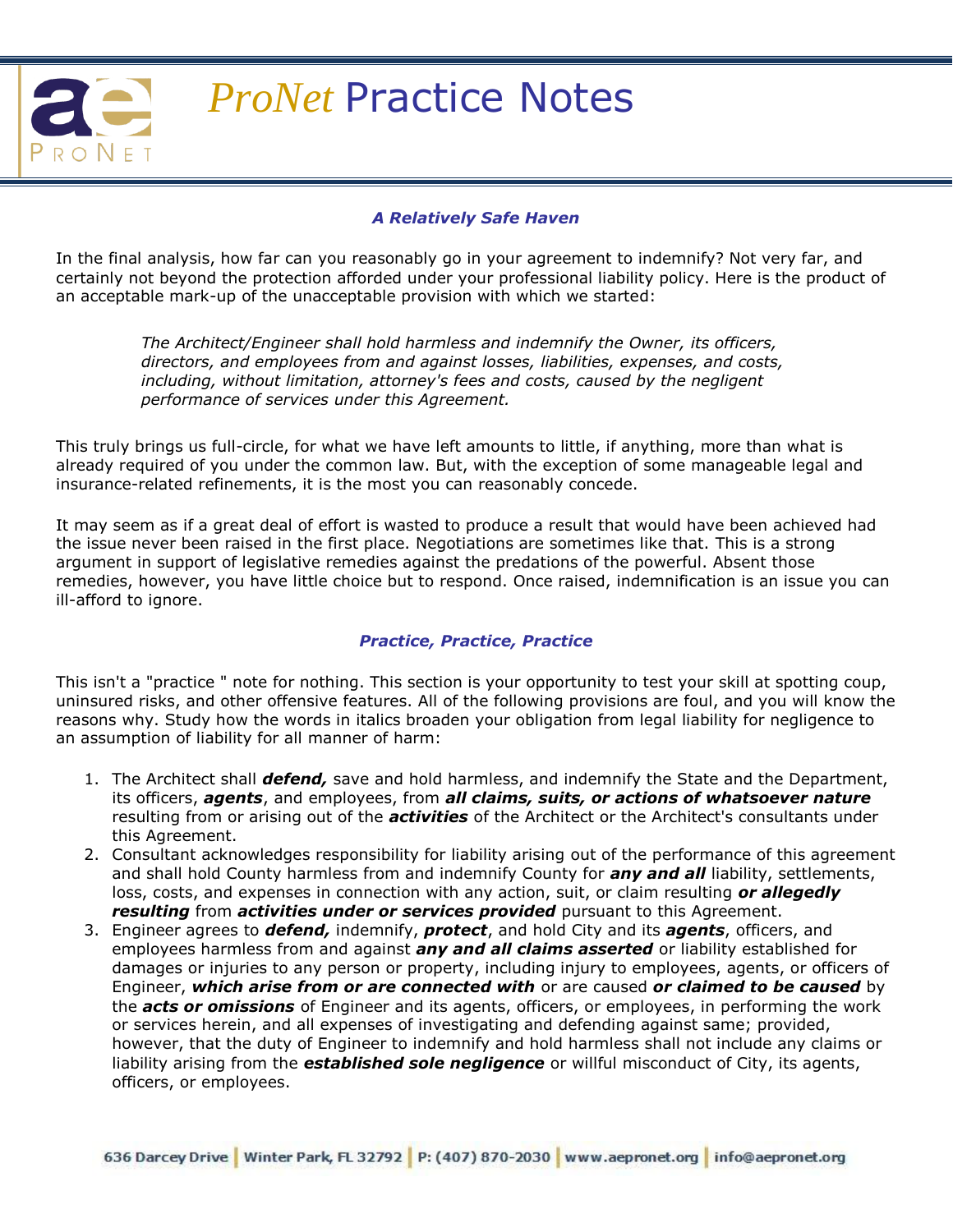### *A Relatively Safe Haven*

In the final analysis, how far can you reasonably go in your agreement to indemnify? Not very far, and certainly not beyond the protection afforded under your professional liability policy. Here is the product of an acceptable mark-up of the unacceptable provision with which we started:

> *The Architect/Engineer shall hold harmless and indemnify the Owner, its officers, directors, and employees from and against losses, liabilities, expenses, and costs, including, without limitation, attorney's fees and costs, caused by the negligent performance of services under this Agreement.*

This truly brings us full-circle, for what we have left amounts to little, if anything, more than what is already required of you under the common law. But, with the exception of some manageable legal and insurance-related refinements, it is the most you can reasonably concede.

It may seem as if a great deal of effort is wasted to produce a result that would have been achieved had the issue never been raised in the first place. Negotiations are sometimes like that. This is a strong argument in support of legislative remedies against the predations of the powerful. Absent those remedies, however, you have little choice but to respond. Once raised, indemnification is an issue you can ill-afford to ignore.

### *Practice, Practice, Practice*

This isn't a "practice " note for nothing. This section is your opportunity to test your skill at spotting coup, uninsured risks, and other offensive features. All of the following provisions are foul, and you will know the reasons why. Study how the words in italics broaden your obligation from legal liability for negligence to an assumption of liability for all manner of harm:

1. The Architect shall ***defend,*** save and hold harmless, and indemnify the State and the Department, its officers, ***agents***, and employees, from ***all claims, suits, or actions of whatsoever nature*** resulting from or arising out of the ***activities*** of the Architect or the Architect's consultants under this Agreement.
2. Consultant acknowledges responsibility for liability arising out of the performance of this agreement and shall hold County harmless from and indemnify County for ***any and all*** liability, settlements, loss, costs, and expenses in connection with any action, suit, or claim resulting ***or allegedly resulting*** from ***activities under or services provided*** pursuant to this Agreement.
3. Engineer agrees to ***defend,*** indemnify, ***protect***, and hold City and its ***agents***, officers, and employees harmless from and against ***any and all claims asserted*** or liability established for damages or injuries to any person or property, including injury to employees, agents, or officers of Engineer, ***which arise from or are connected with*** or are caused ***or claimed to be caused*** by the ***acts or omissions*** of Engineer and its agents, officers, or employees, in performing the work or services herein, and all expenses of investigating and defending against same; provided, however, that the duty of Engineer to indemnify and hold harmless shall not include any claims or liability arising from the ***established sole negligence*** or willful misconduct of City, its agents, officers, or employees.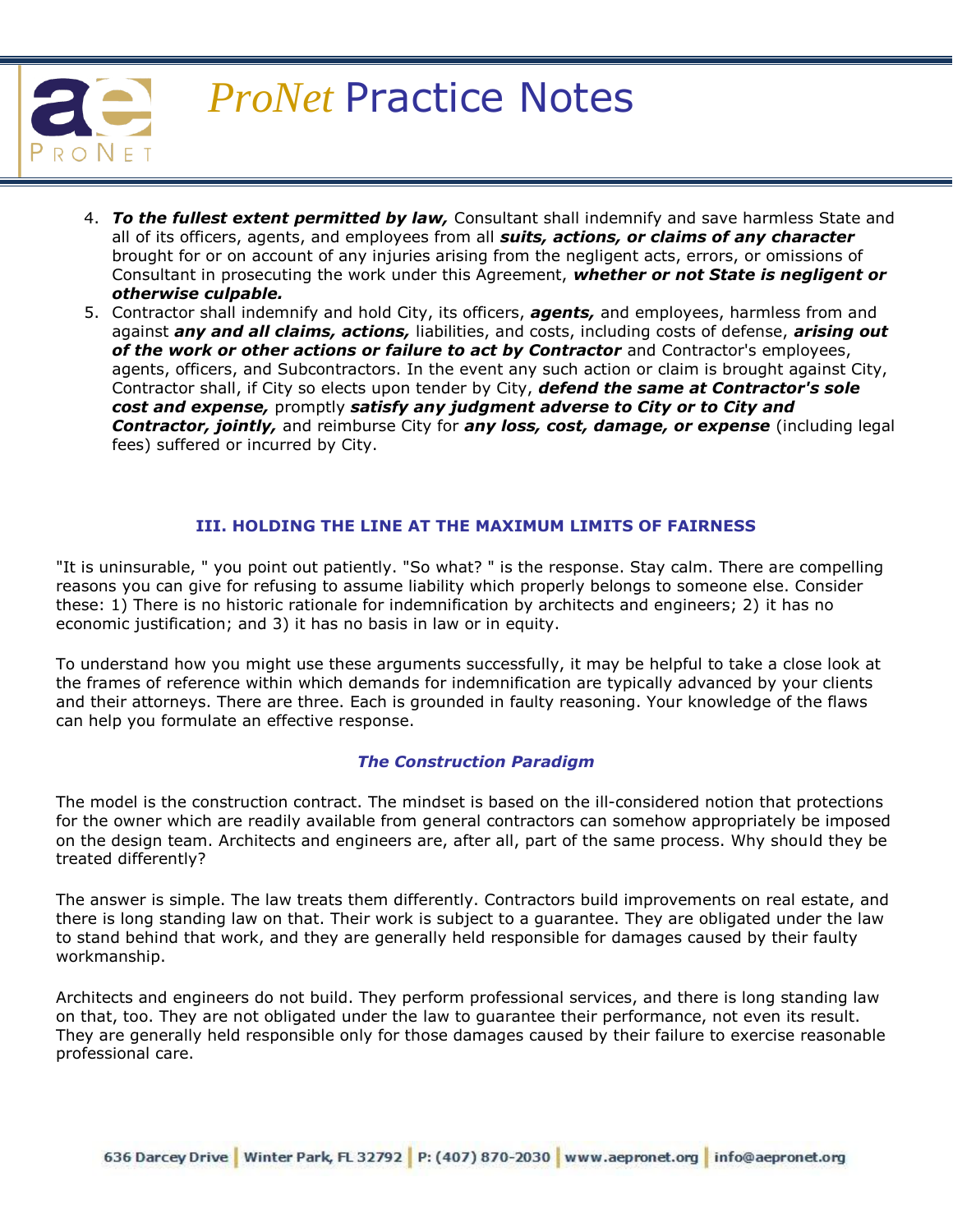4. ***To the fullest extent permitted by law,*** Consultant shall indemnify and save harmless State and all of its officers, agents, and employees from all ***suits, actions, or claims of any character*** brought for or on account of any injuries arising from the negligent acts, errors, or omissions of Consultant in prosecuting the work under this Agreement, ***whether or not State is negligent or otherwise culpable.***
5. Contractor shall indemnify and hold City, its officers, ***agents,*** and employees, harmless from and against ***any and all claims, actions,*** liabilities, and costs, including costs of defense, ***arising out of the work or other actions or failure to act by Contractor*** and Contractor's employees, agents, officers, and Subcontractors. In the event any such action or claim is brought against City, Contractor shall, if City so elects upon tender by City, ***defend the same at Contractor's sole cost and expense,*** promptly ***satisfy any judgment adverse to City or to City and Contractor, jointly,*** and reimburse City for ***any loss, cost, damage, or expense*** (including legal fees) suffered or incurred by City.

## III. HOLDING THE LINE AT THE MAXIMUM LIMITS OF FAIRNESS

"It is uninsurable, " you point out patiently. "So what? " is the response. Stay calm. There are compelling reasons you can give for refusing to assume liability which properly belongs to someone else. Consider these: 1) There is no historic rationale for indemnification by architects and engineers; 2) it has no economic justification; and 3) it has no basis in law or in equity.

To understand how you might use these arguments successfully, it may be helpful to take a close look at the frames of reference within which demands for indemnification are typically advanced by your clients and their attorneys. There are three. Each is grounded in faulty reasoning. Your knowledge of the flaws can help you formulate an effective response.

### *The Construction Paradigm*

The model is the construction contract. The mindset is based on the ill-considered notion that protections for the owner which are readily available from general contractors can somehow appropriately be imposed on the design team. Architects and engineers are, after all, part of the same process. Why should they be treated differently?

The answer is simple. The law treats them differently. Contractors build improvements on real estate, and there is long standing law on that. Their work is subject to a guarantee. They are obligated under the law to stand behind that work, and they are generally held responsible for damages caused by their faulty workmanship.

Architects and engineers do not build. They perform professional services, and there is long standing law on that, too. They are not obligated under the law to guarantee their performance, not even its result. They are generally held responsible only for those damages caused by their failure to exercise reasonable professional care.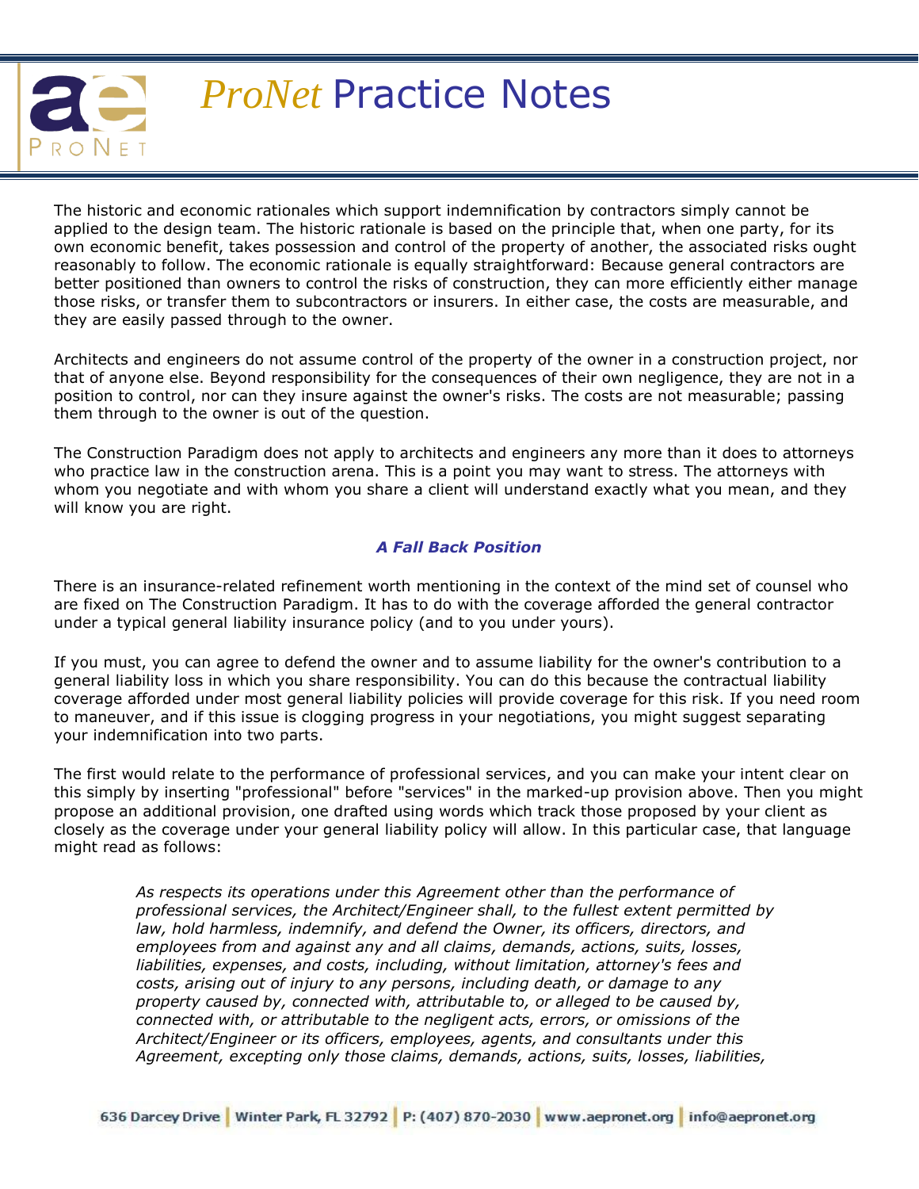The historic and economic rationales which support indemnification by contractors simply cannot be applied to the design team. The historic rationale is based on the principle that, when one party, for its own economic benefit, takes possession and control of the property of another, the associated risks ought reasonably to follow. The economic rationale is equally straightforward: Because general contractors are better positioned than owners to control the risks of construction, they can more efficiently either manage those risks, or transfer them to subcontractors or insurers. In either case, the costs are measurable, and they are easily passed through to the owner.

Architects and engineers do not assume control of the property of the owner in a construction project, nor that of anyone else. Beyond responsibility for the consequences of their own negligence, they are not in a position to control, nor can they insure against the owner's risks. The costs are not measurable; passing them through to the owner is out of the question.

The Construction Paradigm does not apply to architects and engineers any more than it does to attorneys who practice law in the construction arena. This is a point you may want to stress. The attorneys with whom you negotiate and with whom you share a client will understand exactly what you mean, and they will know you are right.

### *A Fall Back Position*

There is an insurance-related refinement worth mentioning in the context of the mind set of counsel who are fixed on The Construction Paradigm. It has to do with the coverage afforded the general contractor under a typical general liability insurance policy (and to you under yours).

If you must, you can agree to defend the owner and to assume liability for the owner's contribution to a general liability loss in which you share responsibility. You can do this because the contractual liability coverage afforded under most general liability policies will provide coverage for this risk. If you need room to maneuver, and if this issue is clogging progress in your negotiations, you might suggest separating your indemnification into two parts.

The first would relate to the performance of professional services, and you can make your intent clear on this simply by inserting "professional" before "services" in the marked-up provision above. Then you might propose an additional provision, one drafted using words which track those proposed by your client as closely as the coverage under your general liability policy will allow. In this particular case, that language might read as follows:

> *As respects its operations under this Agreement other than the performance of professional services, the Architect/Engineer shall, to the fullest extent permitted by law, hold harmless, indemnify, and defend the Owner, its officers, directors, and employees from and against any and all claims, demands, actions, suits, losses, liabilities, expenses, and costs, including, without limitation, attorney's fees and costs, arising out of injury to any persons, including death, or damage to any property caused by, connected with, attributable to, or alleged to be caused by, connected with, or attributable to the negligent acts, errors, or omissions of the Architect/Engineer or its officers, employees, agents, and consultants under this Agreement, excepting only those claims, demands, actions, suits, losses, liabilities,*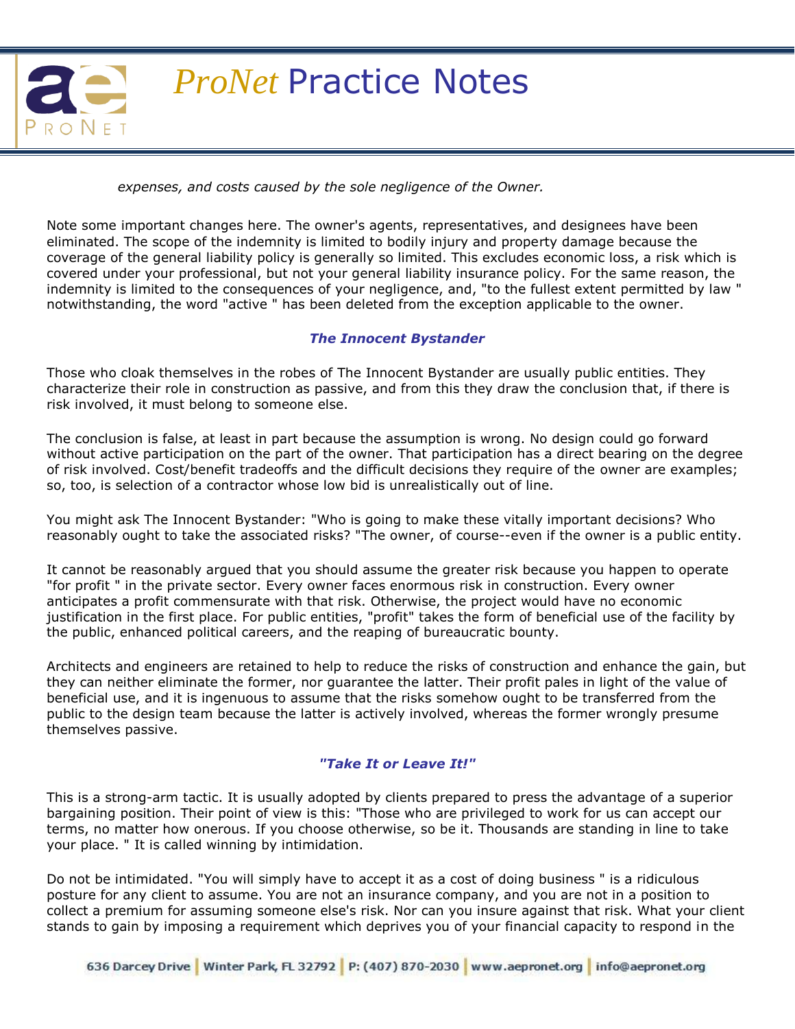*expenses, and costs caused by the sole negligence of the Owner.*

Note some important changes here. The owner's agents, representatives, and designees have been eliminated. The scope of the indemnity is limited to bodily injury and property damage because the coverage of the general liability policy is generally so limited. This excludes economic loss, a risk which is covered under your professional, but not your general liability insurance policy. For the same reason, the indemnity is limited to the consequences of your negligence, and, "to the fullest extent permitted by law " notwithstanding, the word "active " has been deleted from the exception applicable to the owner.

### *The Innocent Bystander*

Those who cloak themselves in the robes of The Innocent Bystander are usually public entities. They characterize their role in construction as passive, and from this they draw the conclusion that, if there is risk involved, it must belong to someone else.

The conclusion is false, at least in part because the assumption is wrong. No design could go forward without active participation on the part of the owner. That participation has a direct bearing on the degree of risk involved. Cost/benefit tradeoffs and the difficult decisions they require of the owner are examples; so, too, is selection of a contractor whose low bid is unrealistically out of line.

You might ask The Innocent Bystander: "Who is going to make these vitally important decisions? Who reasonably ought to take the associated risks? "The owner, of course--even if the owner is a public entity.

It cannot be reasonably argued that you should assume the greater risk because you happen to operate "for profit " in the private sector. Every owner faces enormous risk in construction. Every owner anticipates a profit commensurate with that risk. Otherwise, the project would have no economic justification in the first place. For public entities, "profit" takes the form of beneficial use of the facility by the public, enhanced political careers, and the reaping of bureaucratic bounty.

Architects and engineers are retained to help to reduce the risks of construction and enhance the gain, but they can neither eliminate the former, nor guarantee the latter. Their profit pales in light of the value of beneficial use, and it is ingenuous to assume that the risks somehow ought to be transferred from the public to the design team because the latter is actively involved, whereas the former wrongly presume themselves passive.

### *"Take It or Leave It!"*

This is a strong-arm tactic. It is usually adopted by clients prepared to press the advantage of a superior bargaining position. Their point of view is this: "Those who are privileged to work for us can accept our terms, no matter how onerous. If you choose otherwise, so be it. Thousands are standing in line to take your place. " It is called winning by intimidation.

Do not be intimidated. "You will simply have to accept it as a cost of doing business " is a ridiculous posture for any client to assume. You are not an insurance company, and you are not in a position to collect a premium for assuming someone else's risk. Nor can you insure against that risk. What your client stands to gain by imposing a requirement which deprives you of your financial capacity to respond in the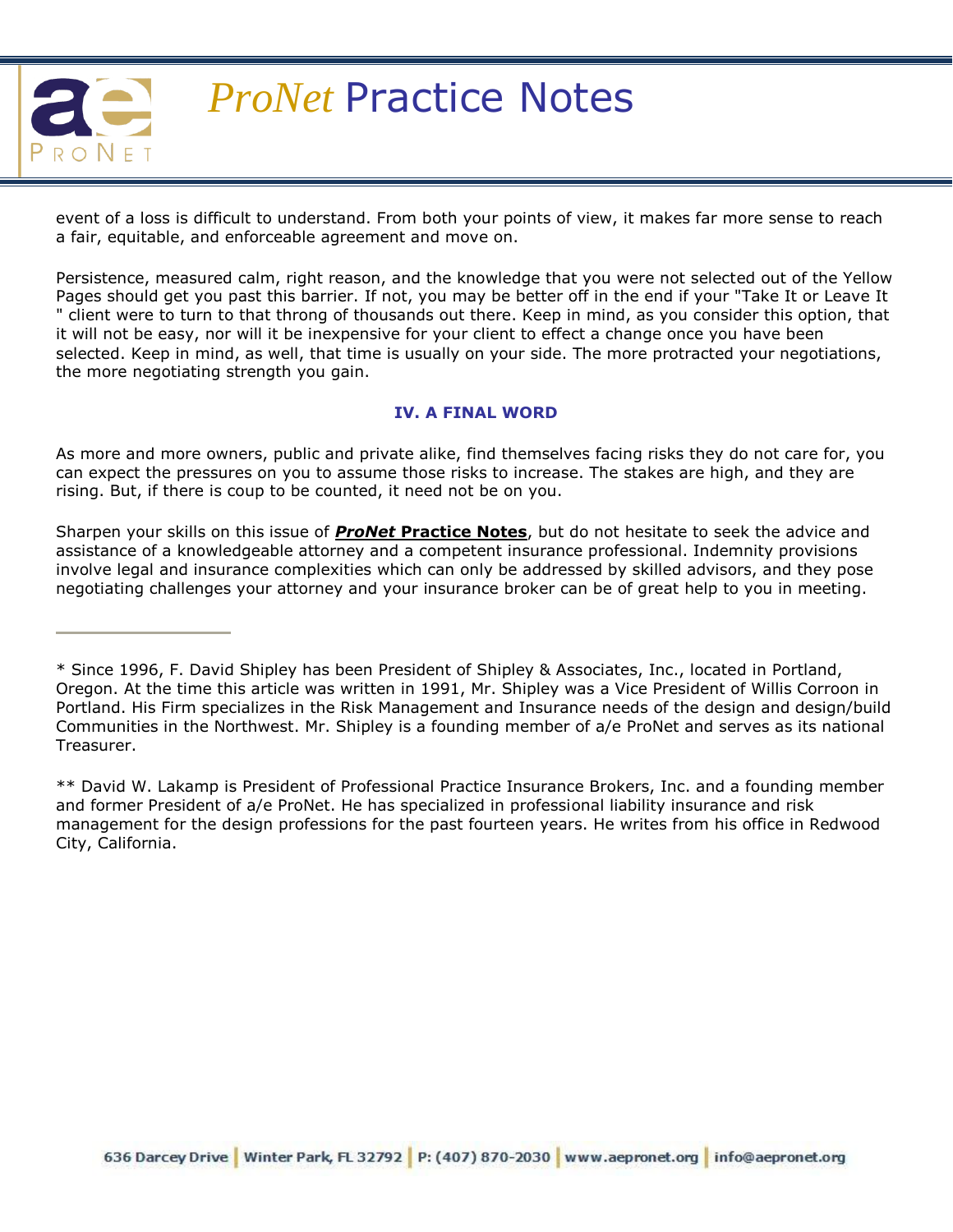event of a loss is difficult to understand. From both your points of view, it makes far more sense to reach a fair, equitable, and enforceable agreement and move on.

Persistence, measured calm, right reason, and the knowledge that you were not selected out of the Yellow Pages should get you past this barrier. If not, you may be better off in the end if your "Take It or Leave It " client were to turn to that throng of thousands out there. Keep in mind, as you consider this option, that it will not be easy, nor will it be inexpensive for your client to effect a change once you have been selected. Keep in mind, as well, that time is usually on your side. The more protracted your negotiations, the more negotiating strength you gain.

### IV. A FINAL WORD

As more and more owners, public and private alike, find themselves facing risks they do not care for, you can expect the pressures on you to assume those risks to increase. The stakes are high, and they are rising. But, if there is coup to be counted, it need not be on you.

Sharpen your skills on this issue of ***ProNet* Practice Notes**, but do not hesitate to seek the advice and assistance of a knowledgeable attorney and a competent insurance professional. Indemnity provisions involve legal and insurance complexities which can only be addressed by skilled advisors, and they pose negotiating challenges your attorney and your insurance broker can be of great help to you in meeting.

---

* Since 1996, F. David Shipley has been President of Shipley & Associates, Inc., located in Portland, Oregon. At the time this article was written in 1991, Mr. Shipley was a Vice President of Willis Corroon in Portland. His Firm specializes in the Risk Management and Insurance needs of the design and design/build Communities in the Northwest. Mr. Shipley is a founding member of a/e ProNet and serves as its national Treasurer.

** David W. Lakamp is President of Professional Practice Insurance Brokers, Inc. and a founding member and former President of a/e ProNet. He has specialized in professional liability insurance and risk management for the design professions for the past fourteen years. He writes from his office in Redwood City, California.